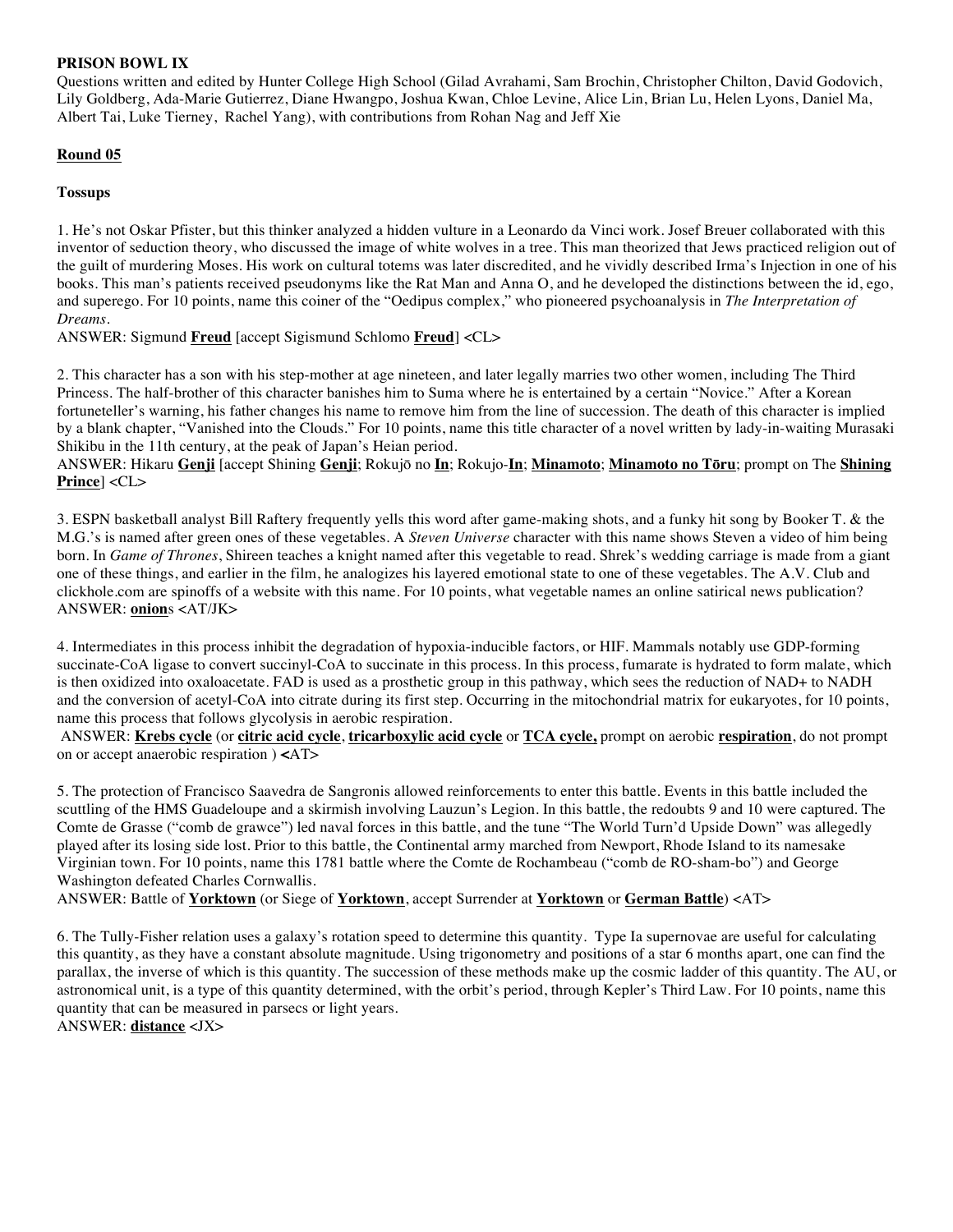**PRISON BOWL IX**

Questions written and edited by Hunter College High School (Gilad Avrahami, Sam Brochin, Christopher Chilton, David Godovich, Lily Goldberg, Ada-Marie Gutierrez, Diane Hwangpo, Joshua Kwan, Chloe Levine, Alice Lin, Brian Lu, Helen Lyons, Daniel Ma, Albert Tai, Luke Tierney, Rachel Yang), with contributions from Rohan Nag and Jeff Xie

**Round 05**

**Tossups**

1. He's not Oskar Pfister, but this thinker analyzed a hidden vulture in a Leonardo da Vinci work. Josef Breuer collaborated with this inventor of seduction theory, who discussed the image of white wolves in a tree. This man theorized that Jews practiced religion out of the guilt of murdering Moses. His work on cultural totems was later discredited, and he vividly described Irma's Injection in one of his books. This man's patients received pseudonyms like the Rat Man and Anna O, and he developed the distinctions between the id, ego, and superego. For 10 points, name this coiner of the "Oedipus complex," who pioneered psychoanalysis in *The Interpretation of Dreams*.
ANSWER: Sigmund **Freud** [accept Sigismund Schlomo **Freud**] <CL>

2. This character has a son with his step-mother at age nineteen, and later legally marries two other women, including The Third Princess. The half-brother of this character banishes him to Suma where he is entertained by a certain "Novice." After a Korean fortuneteller's warning, his father changes his name to remove him from the line of succession. The death of this character is implied by a blank chapter, "Vanished into the Clouds." For 10 points, name this title character of a novel written by lady-in-waiting Murasaki Shikibu in the 11th century, at the peak of Japan's Heian period.
ANSWER: Hikaru **Genji** [accept Shining **Genji**; Rokujō no **In**; Rokujo-**In**; **Minamoto**; **Minamoto no Tōru**; prompt on The **Shining Prince**] <CL>

3. ESPN basketball analyst Bill Raftery frequently yells this word after game-making shots, and a funky hit song by Booker T. & the M.G.'s is named after green ones of these vegetables. A *Steven Universe* character with this name shows Steven a video of him being born. In *Game of Thrones*, Shireen teaches a knight named after this vegetable to read. Shrek's wedding carriage is made from a giant one of these things, and earlier in the film, he analogizes his layered emotional state to one of these vegetables. The A.V. Club and clickhole.com are spinoffs of a website with this name. For 10 points, what vegetable names an online satirical news publication?
ANSWER: **onion**s <AT/JK>

4. Intermediates in this process inhibit the degradation of hypoxia-inducible factors, or HIF. Mammals notably use GDP-forming succinate-CoA ligase to convert succinyl-CoA to succinate in this process. In this process, fumarate is hydrated to form malate, which is then oxidized into oxaloacetate. FAD is used as a prosthetic group in this pathway, which sees the reduction of NAD+ to NADH and the conversion of acetyl-CoA into citrate during its first step. Occurring in the mitochondrial matrix for eukaryotes, for 10 points, name this process that follows glycolysis in aerobic respiration.
ANSWER: **Krebs cycle** (or **citric acid cycle**, **tricarboxylic acid cycle** or **TCA cycle,** prompt on aerobic **respiration**, do not prompt on or accept anaerobic respiration ) <AT>

5. The protection of Francisco Saavedra de Sangronis allowed reinforcements to enter this battle. Events in this battle included the scuttling of the HMS Guadeloupe and a skirmish involving Lauzun's Legion. In this battle, the redoubts 9 and 10 were captured. The Comte de Grasse ("comb de grawce") led naval forces in this battle, and the tune "The World Turn'd Upside Down" was allegedly played after its losing side lost. Prior to this battle, the Continental army marched from Newport, Rhode Island to its namesake Virginian town. For 10 points, name this 1781 battle where the Comte de Rochambeau ("comb de RO-sham-bo") and George Washington defeated Charles Cornwallis.
ANSWER: Battle of **Yorktown** (or Siege of **Yorktown**, accept Surrender at **Yorktown** or **German Battle**) <AT>

6. The Tully-Fisher relation uses a galaxy's rotation speed to determine this quantity. Type Ia supernovae are useful for calculating this quantity, as they have a constant absolute magnitude. Using trigonometry and positions of a star 6 months apart, one can find the parallax, the inverse of which is this quantity. The succession of these methods make up the cosmic ladder of this quantity. The AU, or astronomical unit, is a type of this quantity determined, with the orbit's period, through Kepler's Third Law. For 10 points, name this quantity that can be measured in parsecs or light years.
ANSWER: **distance** <JX>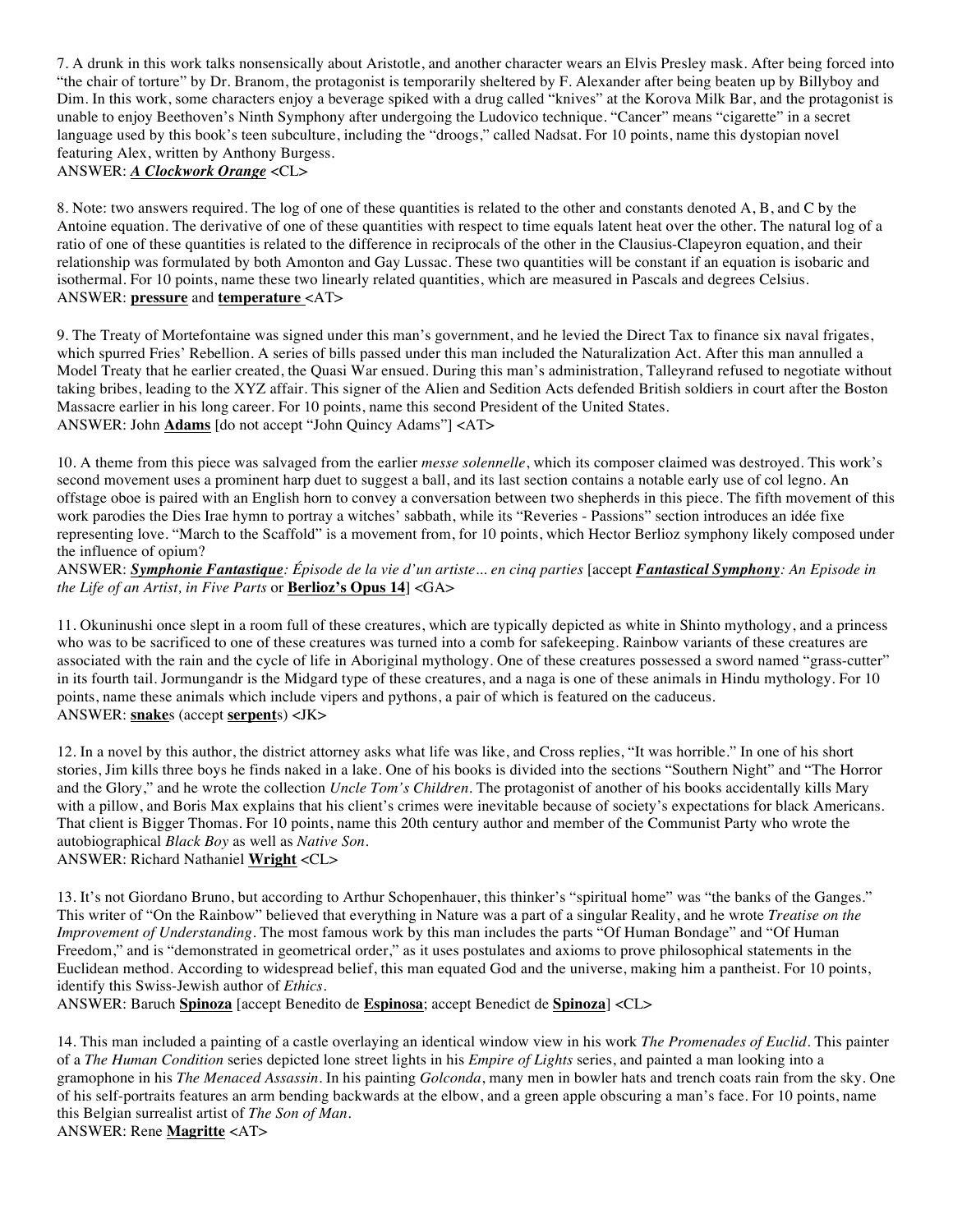7. A drunk in this work talks nonsensically about Aristotle, and another character wears an Elvis Presley mask. After being forced into "the chair of torture" by Dr. Branom, the protagonist is temporarily sheltered by F. Alexander after being beaten up by Billyboy and Dim. In this work, some characters enjoy a beverage spiked with a drug called "knives" at the Korova Milk Bar, and the protagonist is unable to enjoy Beethoven's Ninth Symphony after undergoing the Ludovico technique. "Cancer" means "cigarette" in a secret language used by this book's teen subculture, including the "droogs," called Nadsat. For 10 points, name this dystopian novel featuring Alex, written by Anthony Burgess.
ANSWER: ***A Clockwork Orange*** <CL>

8. Note: two answers required. The log of one of these quantities is related to the other and constants denoted A, B, and C by the Antoine equation. The derivative of one of these quantities with respect to time equals latent heat over the other. The natural log of a ratio of one of these quantities is related to the difference in reciprocals of the other in the Clausius-Clapeyron equation, and their relationship was formulated by both Amonton and Gay Lussac. These two quantities will be constant if an equation is isobaric and isothermal. For 10 points, name these two linearly related quantities, which are measured in Pascals and degrees Celsius.
ANSWER: **pressure** and **temperature** <AT>

9. The Treaty of Mortefontaine was signed under this man's government, and he levied the Direct Tax to finance six naval frigates, which spurred Fries' Rebellion. A series of bills passed under this man included the Naturalization Act. After this man annulled a Model Treaty that he earlier created, the Quasi War ensued. During this man's administration, Talleyrand refused to negotiate without taking bribes, leading to the XYZ affair. This signer of the Alien and Sedition Acts defended British soldiers in court after the Boston Massacre earlier in his long career. For 10 points, name this second President of the United States.
ANSWER: John **Adams** [do not accept "John Quincy Adams"] <AT>

10. A theme from this piece was salvaged from the earlier *messe solennelle*, which its composer claimed was destroyed. This work's second movement uses a prominent harp duet to suggest a ball, and its last section contains a notable early use of col legno. An offstage oboe is paired with an English horn to convey a conversation between two shepherds in this piece. The fifth movement of this work parodies the Dies Irae hymn to portray a witches' sabbath, while its "Reveries - Passions" section introduces an idée fixe representing love. "March to the Scaffold" is a movement from, for 10 points, which Hector Berlioz symphony likely composed under the influence of opium?
ANSWER: ***Symphonie Fantastique**: Épisode de la vie d'un artiste… en cinq parties* [accept ***Fantastical Symphony**: An Episode in the Life of an Artist, in Five Parts* or **Berlioz's Opus 14**] <GA>

11. Okuninushi once slept in a room full of these creatures, which are typically depicted as white in Shinto mythology, and a princess who was to be sacrificed to one of these creatures was turned into a comb for safekeeping. Rainbow variants of these creatures are associated with the rain and the cycle of life in Aboriginal mythology. One of these creatures possessed a sword named "grass-cutter" in its fourth tail. Jormungandr is the Midgard type of these creatures, and a naga is one of these animals in Hindu mythology. For 10 points, name these animals which include vipers and pythons, a pair of which is featured on the caduceus.
ANSWER: **snake**s (accept **serpent**s) <JK>

12. In a novel by this author, the district attorney asks what life was like, and Cross replies, "It was horrible." In one of his short stories, Jim kills three boys he finds naked in a lake. One of his books is divided into the sections "Southern Night" and "The Horror and the Glory," and he wrote the collection *Uncle Tom's Children*. The protagonist of another of his books accidentally kills Mary with a pillow, and Boris Max explains that his client's crimes were inevitable because of society's expectations for black Americans. That client is Bigger Thomas. For 10 points, name this 20th century author and member of the Communist Party who wrote the autobiographical *Black Boy* as well as *Native Son*.
ANSWER: Richard Nathaniel **Wright** <CL>

13. It's not Giordano Bruno, but according to Arthur Schopenhauer, this thinker's "spiritual home" was "the banks of the Ganges." This writer of "On the Rainbow" believed that everything in Nature was a part of a singular Reality, and he wrote *Treatise on the Improvement of Understanding*. The most famous work by this man includes the parts "Of Human Bondage" and "Of Human Freedom," and is "demonstrated in geometrical order," as it uses postulates and axioms to prove philosophical statements in the Euclidean method. According to widespread belief, this man equated God and the universe, making him a pantheist. For 10 points, identify this Swiss-Jewish author of *Ethics*.
ANSWER: Baruch **Spinoza** [accept Benedito de **Espinosa**; accept Benedict de **Spinoza**] <CL>

14. This man included a painting of a castle overlaying an identical window view in his work *The Promenades of Euclid*. This painter of a *The Human Condition* series depicted lone street lights in his *Empire of Lights* series, and painted a man looking into a gramophone in his *The Menaced Assassin*. In his painting *Golconda*, many men in bowler hats and trench coats rain from the sky. One of his self-portraits features an arm bending backwards at the elbow, and a green apple obscuring a man's face. For 10 points, name this Belgian surrealist artist of *The Son of Man*.
ANSWER: Rene **Magritte** <AT>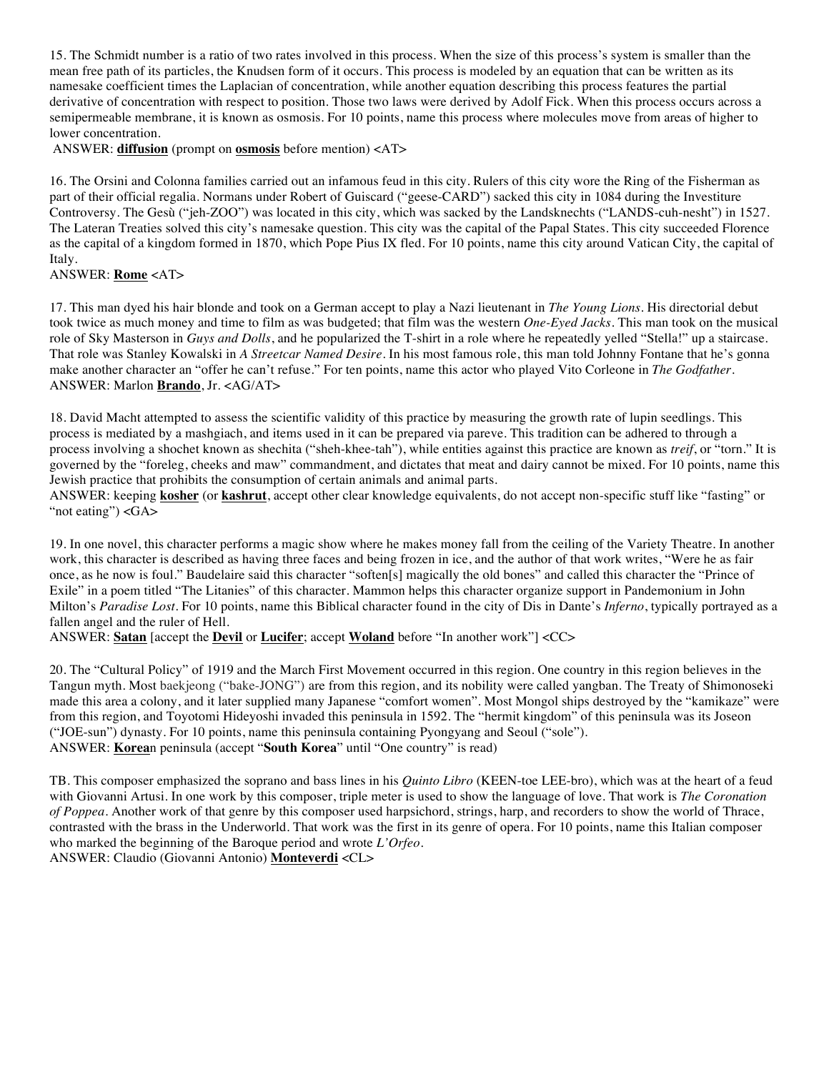15. The Schmidt number is a ratio of two rates involved in this process. When the size of this process's system is smaller than the mean free path of its particles, the Knudsen form of it occurs. This process is modeled by an equation that can be written as its namesake coefficient times the Laplacian of concentration, while another equation describing this process features the partial derivative of concentration with respect to position. Those two laws were derived by Adolf Fick. When this process occurs across a semipermeable membrane, it is known as osmosis. For 10 points, name this process where molecules move from areas of higher to lower concentration.

ANSWER: **diffusion** (prompt on **osmosis** before mention) <AT>

16. The Orsini and Colonna families carried out an infamous feud in this city. Rulers of this city wore the Ring of the Fisherman as part of their official regalia. Normans under Robert of Guiscard ("geese-CARD") sacked this city in 1084 during the Investiture Controversy. The Gesù ("jeh-ZOO") was located in this city, which was sacked by the Landsknechts ("LANDS-cuh-nesht") in 1527. The Lateran Treaties solved this city's namesake question. This city was the capital of the Papal States. This city succeeded Florence as the capital of a kingdom formed in 1870, which Pope Pius IX fled. For 10 points, name this city around Vatican City, the capital of Italy.

ANSWER: **Rome** <AT>

17. This man dyed his hair blonde and took on a German accept to play a Nazi lieutenant in *The Young Lions*. His directorial debut took twice as much money and time to film as was budgeted; that film was the western *One-Eyed Jacks*. This man took on the musical role of Sky Masterson in *Guys and Dolls*, and he popularized the T-shirt in a role where he repeatedly yelled "Stella!" up a staircase. That role was Stanley Kowalski in *A Streetcar Named Desire*. In his most famous role, this man told Johnny Fontane that he's gonna make another character an "offer he can't refuse." For ten points, name this actor who played Vito Corleone in *The Godfather*.

ANSWER: Marlon **Brando**, Jr. <AG/AT>

18. David Macht attempted to assess the scientific validity of this practice by measuring the growth rate of lupin seedlings. This process is mediated by a mashgiach, and items used in it can be prepared via pareve. This tradition can be adhered to through a process involving a shochet known as shechita ("sheh-khee-tah"), while entities against this practice are known as *treif*, or "torn." It is governed by the "foreleg, cheeks and maw" commandment, and dictates that meat and dairy cannot be mixed. For 10 points, name this Jewish practice that prohibits the consumption of certain animals and animal parts.

ANSWER: keeping **kosher** (or **kashrut**, accept other clear knowledge equivalents, do not accept non-specific stuff like "fasting" or "not eating") <GA>

19. In one novel, this character performs a magic show where he makes money fall from the ceiling of the Variety Theatre. In another work, this character is described as having three faces and being frozen in ice, and the author of that work writes, "Were he as fair once, as he now is foul." Baudelaire said this character "soften[s] magically the old bones" and called this character the "Prince of Exile" in a poem titled "The Litanies" of this character. Mammon helps this character organize support in Pandemonium in John Milton's *Paradise Lost*. For 10 points, name this Biblical character found in the city of Dis in Dante's *Inferno*, typically portrayed as a fallen angel and the ruler of Hell.

ANSWER: **Satan** [accept the **Devil** or **Lucifer**; accept **Woland** before "In another work"] <CC>

20. The "Cultural Policy" of 1919 and the March First Movement occurred in this region. One country in this region believes in the Tangun myth. Most baekjeong ("bake-JONG") are from this region, and its nobility were called yangban. The Treaty of Shimonoseki made this area a colony, and it later supplied many Japanese "comfort women". Most Mongol ships destroyed by the "kamikaze" were from this region, and Toyotomi Hideyoshi invaded this peninsula in 1592. The "hermit kingdom" of this peninsula was its Joseon ("JOE-sun") dynasty. For 10 points, name this peninsula containing Pyongyang and Seoul ("sole").

ANSWER: **Korea**n peninsula (accept "**South Korea**" until "One country" is read)

TB. This composer emphasized the soprano and bass lines in his *Quinto Libro* (KEEN-toe LEE-bro), which was at the heart of a feud with Giovanni Artusi. In one work by this composer, triple meter is used to show the language of love. That work is *The Coronation of Poppea*. Another work of that genre by this composer used harpsichord, strings, harp, and recorders to show the world of Thrace, contrasted with the brass in the Underworld. That work was the first in its genre of opera. For 10 points, name this Italian composer who marked the beginning of the Baroque period and wrote *L'Orfeo*.

ANSWER: Claudio (Giovanni Antonio) **Monteverdi** <CL>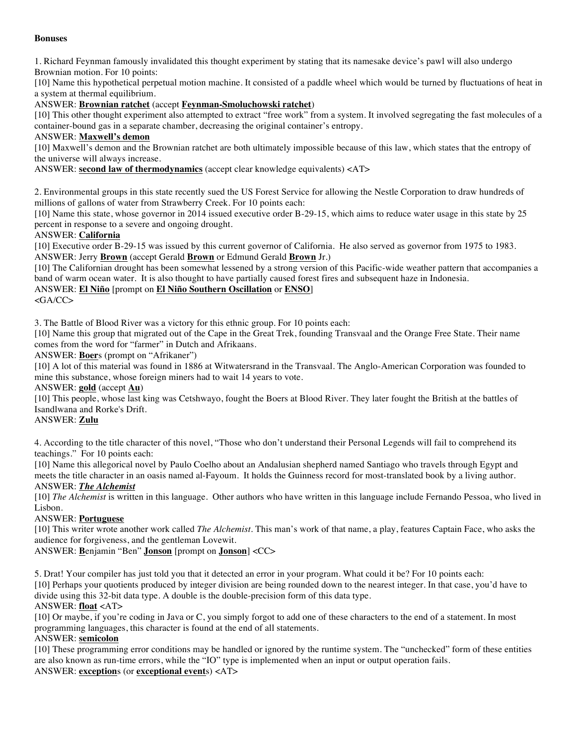**Bonuses**

1. Richard Feynman famously invalidated this thought experiment by stating that its namesake device's pawl will also undergo Brownian motion. For 10 points:

[10] Name this hypothetical perpetual motion machine. It consisted of a paddle wheel which would be turned by fluctuations of heat in a system at thermal equilibrium.

ANSWER: **Brownian ratchet** (accept **Feynman-Smoluchowski ratchet**)

[10] This other thought experiment also attempted to extract "free work" from a system. It involved segregating the fast molecules of a container-bound gas in a separate chamber, decreasing the original container's entropy.

ANSWER: **Maxwell's demon**

[10] Maxwell's demon and the Brownian ratchet are both ultimately impossible because of this law, which states that the entropy of the universe will always increase.

ANSWER: **second law of thermodynamics** (accept clear knowledge equivalents) <AT>

2. Environmental groups in this state recently sued the US Forest Service for allowing the Nestle Corporation to draw hundreds of millions of gallons of water from Strawberry Creek. For 10 points each:

[10] Name this state, whose governor in 2014 issued executive order B-29-15, which aims to reduce water usage in this state by 25 percent in response to a severe and ongoing drought.

ANSWER: **California**

[10] Executive order B-29-15 was issued by this current governor of California. He also served as governor from 1975 to 1983.

ANSWER: Jerry **Brown** (accept Gerald **Brown** or Edmund Gerald **Brown** Jr.)

[10] The Californian drought has been somewhat lessened by a strong version of this Pacific-wide weather pattern that accompanies a band of warm ocean water. It is also thought to have partially caused forest fires and subsequent haze in Indonesia.

ANSWER: **El Niño** [prompt on **El Niño Southern Oscillation** or **ENSO**]

<GA/CC>

3. The Battle of Blood River was a victory for this ethnic group. For 10 points each:

[10] Name this group that migrated out of the Cape in the Great Trek, founding Transvaal and the Orange Free State. Their name comes from the word for "farmer" in Dutch and Afrikaans.

ANSWER: **Boer**s (prompt on "Afrikaner")

[10] A lot of this material was found in 1886 at Witwatersrand in the Transvaal. The Anglo-American Corporation was founded to mine this substance, whose foreign miners had to wait 14 years to vote.

ANSWER: **gold** (accept **Au**)

[10] This people, whose last king was Cetshwayo, fought the Boers at Blood River. They later fought the British at the battles of Isandlwana and Rorke's Drift.

ANSWER: **Zulu**

4. According to the title character of this novel, "Those who don't understand their Personal Legends will fail to comprehend its teachings." For 10 points each:

[10] Name this allegorical novel by Paulo Coelho about an Andalusian shepherd named Santiago who travels through Egypt and meets the title character in an oasis named al-Fayoum. It holds the Guinness record for most-translated book by a living author.

ANSWER: ***The Alchemist***

[10] *The Alchemist* is written in this language. Other authors who have written in this language include Fernando Pessoa, who lived in Lisbon.

ANSWER: **Portuguese**

[10] This writer wrote another work called *The Alchemist*. This man's work of that name, a play, features Captain Face, who asks the audience for forgiveness, and the gentleman Lovewit.

ANSWER: **B**enjamin "Ben" **Jonson** [prompt on **Jonson**] <CC>

5. Drat! Your compiler has just told you that it detected an error in your program. What could it be? For 10 points each:

[10] Perhaps your quotients produced by integer division are being rounded down to the nearest integer. In that case, you'd have to divide using this 32-bit data type. A double is the double-precision form of this data type.

ANSWER: **float** <AT>

[10] Or maybe, if you're coding in Java or C, you simply forgot to add one of these characters to the end of a statement. In most programming languages, this character is found at the end of all statements.

ANSWER: **semicolon**

[10] These programming error conditions may be handled or ignored by the runtime system. The "unchecked" form of these entities are also known as run-time errors, while the "IO" type is implemented when an input or output operation fails.

ANSWER: **exception**s (or **exceptional event**s) <AT>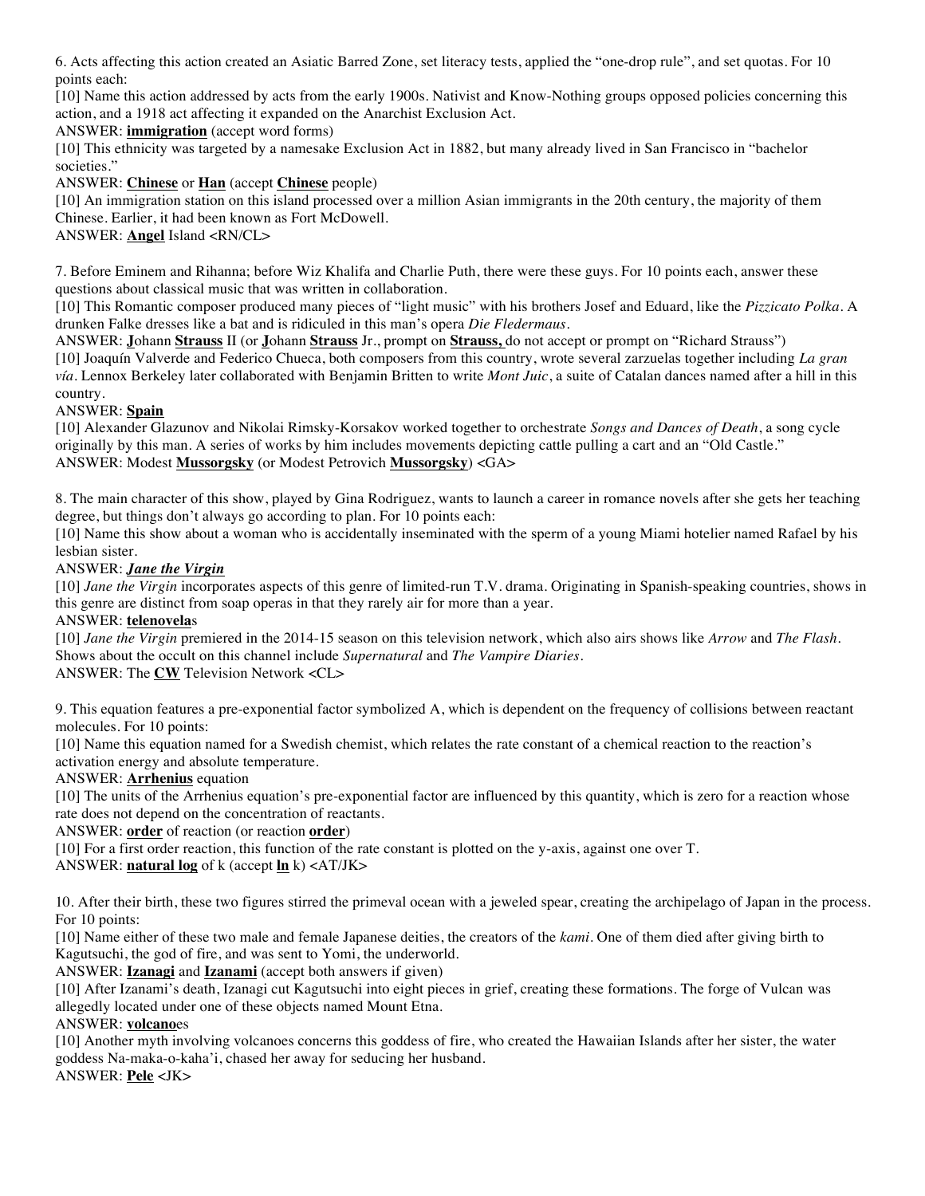6. Acts affecting this action created an Asiatic Barred Zone, set literacy tests, applied the "one-drop rule", and set quotas. For 10 points each:

[10] Name this action addressed by acts from the early 1900s. Nativist and Know-Nothing groups opposed policies concerning this action, and a 1918 act affecting it expanded on the Anarchist Exclusion Act.

ANSWER: **immigration** (accept word forms)

[10] This ethnicity was targeted by a namesake Exclusion Act in 1882, but many already lived in San Francisco in "bachelor societies."

ANSWER: **Chinese** or **Han** (accept **Chinese** people)

[10] An immigration station on this island processed over a million Asian immigrants in the 20th century, the majority of them Chinese. Earlier, it had been known as Fort McDowell.

ANSWER: **Angel** Island <RN/CL>

7. Before Eminem and Rihanna; before Wiz Khalifa and Charlie Puth, there were these guys. For 10 points each, answer these questions about classical music that was written in collaboration.

[10] This Romantic composer produced many pieces of "light music" with his brothers Josef and Eduard, like the *Pizzicato Polka*. A drunken Falke dresses like a bat and is ridiculed in this man's opera *Die Fledermaus*.

ANSWER: **J**ohann **Strauss** II (or **J**ohann **Strauss** Jr., prompt on **Strauss,** do not accept or prompt on "Richard Strauss")

[10] Joaquín Valverde and Federico Chueca, both composers from this country, wrote several zarzuelas together including *La gran vía*. Lennox Berkeley later collaborated with Benjamin Britten to write *Mont Juic*, a suite of Catalan dances named after a hill in this country.

ANSWER: **Spain**

[10] Alexander Glazunov and Nikolai Rimsky-Korsakov worked together to orchestrate *Songs and Dances of Death*, a song cycle originally by this man. A series of works by him includes movements depicting cattle pulling a cart and an "Old Castle."

ANSWER: Modest **Mussorgsky** (or Modest Petrovich **Mussorgsky**) <GA>

8. The main character of this show, played by Gina Rodriguez, wants to launch a career in romance novels after she gets her teaching degree, but things don't always go according to plan. For 10 points each:

[10] Name this show about a woman who is accidentally inseminated with the sperm of a young Miami hotelier named Rafael by his lesbian sister.

ANSWER: ***Jane the Virgin***

[10] *Jane the Virgin* incorporates aspects of this genre of limited-run T.V. drama. Originating in Spanish-speaking countries, shows in this genre are distinct from soap operas in that they rarely air for more than a year.

ANSWER: **telenovela**s

[10] *Jane the Virgin* premiered in the 2014-15 season on this television network, which also airs shows like *Arrow* and *The Flash*. Shows about the occult on this channel include *Supernatural* and *The Vampire Diaries*.

ANSWER: The **CW** Television Network <CL>

9. This equation features a pre-exponential factor symbolized A, which is dependent on the frequency of collisions between reactant molecules. For 10 points:

[10] Name this equation named for a Swedish chemist, which relates the rate constant of a chemical reaction to the reaction's activation energy and absolute temperature.

ANSWER: **Arrhenius** equation

[10] The units of the Arrhenius equation's pre-exponential factor are influenced by this quantity, which is zero for a reaction whose rate does not depend on the concentration of reactants.

ANSWER: **order** of reaction (or reaction **order**)

[10] For a first order reaction, this function of the rate constant is plotted on the y-axis, against one over T.

ANSWER: **natural log** of k (accept **ln** k) <AT/JK>

10. After their birth, these two figures stirred the primeval ocean with a jeweled spear, creating the archipelago of Japan in the process. For 10 points:

[10] Name either of these two male and female Japanese deities, the creators of the *kami*. One of them died after giving birth to Kagutsuchi, the god of fire, and was sent to Yomi, the underworld.

ANSWER: **Izanagi** and **Izanami** (accept both answers if given)

[10] After Izanami's death, Izanagi cut Kagutsuchi into eight pieces in grief, creating these formations. The forge of Vulcan was allegedly located under one of these objects named Mount Etna.

ANSWER: **volcano**es

[10] Another myth involving volcanoes concerns this goddess of fire, who created the Hawaiian Islands after her sister, the water goddess Na-maka-o-kaha'i, chased her away for seducing her husband.

ANSWER: **Pele** <JK>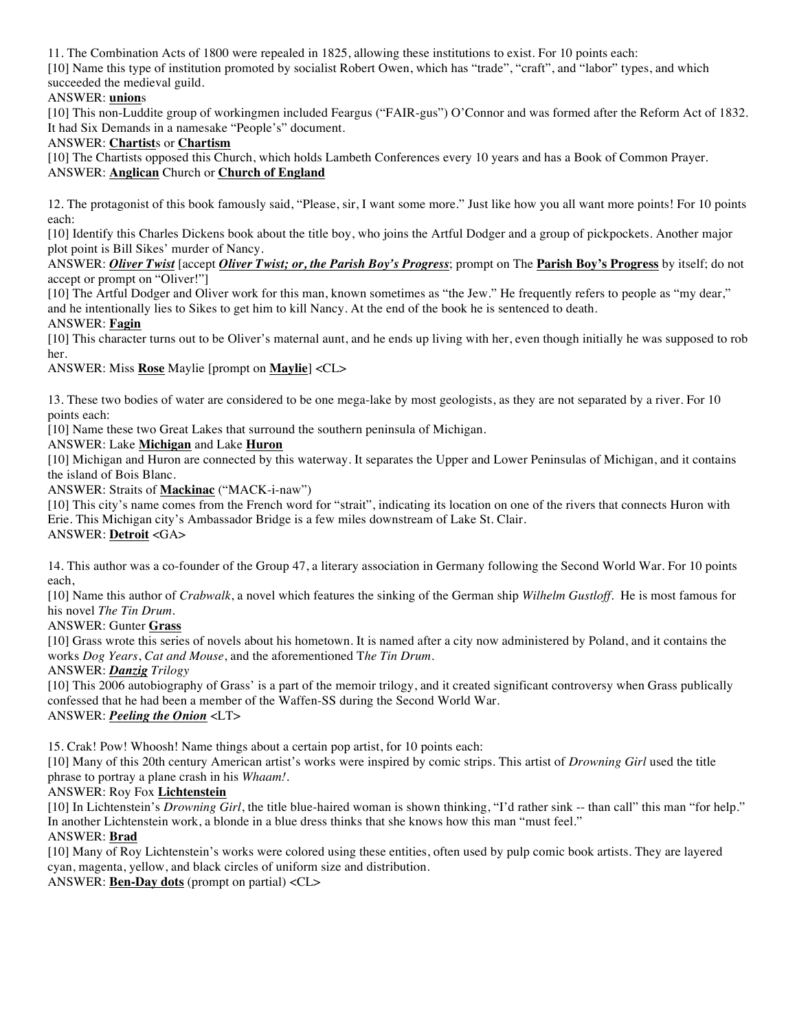11. The Combination Acts of 1800 were repealed in 1825, allowing these institutions to exist. For 10 points each:

[10] Name this type of institution promoted by socialist Robert Owen, which has "trade", "craft", and "labor" types, and which succeeded the medieval guild.

ANSWER: **union**s

[10] This non-Luddite group of workingmen included Feargus ("FAIR-gus") O'Connor and was formed after the Reform Act of 1832. It had Six Demands in a namesake "People's" document.

ANSWER: **Chartist**s or **Chartism**

[10] The Chartists opposed this Church, which holds Lambeth Conferences every 10 years and has a Book of Common Prayer.

ANSWER: **Anglican** Church or **Church of England**

12. The protagonist of this book famously said, "Please, sir, I want some more." Just like how you all want more points! For 10 points each:

[10] Identify this Charles Dickens book about the title boy, who joins the Artful Dodger and a group of pickpockets. Another major plot point is Bill Sikes' murder of Nancy.

ANSWER: ***Oliver Twist*** [accept ***Oliver Twist; or, the Parish Boy's Progress***; prompt on The **Parish Boy's Progress** by itself; do not accept or prompt on "Oliver!"]

[10] The Artful Dodger and Oliver work for this man, known sometimes as "the Jew." He frequently refers to people as "my dear," and he intentionally lies to Sikes to get him to kill Nancy. At the end of the book he is sentenced to death.

ANSWER: **Fagin**

[10] This character turns out to be Oliver's maternal aunt, and he ends up living with her, even though initially he was supposed to rob her.

ANSWER: Miss **Rose** Maylie [prompt on **Maylie**] <CL>

13. These two bodies of water are considered to be one mega-lake by most geologists, as they are not separated by a river. For 10 points each:

[10] Name these two Great Lakes that surround the southern peninsula of Michigan.

ANSWER: Lake **Michigan** and Lake **Huron**

[10] Michigan and Huron are connected by this waterway. It separates the Upper and Lower Peninsulas of Michigan, and it contains the island of Bois Blanc.

ANSWER: Straits of **Mackinac** ("MACK-i-naw")

[10] This city's name comes from the French word for "strait", indicating its location on one of the rivers that connects Huron with Erie. This Michigan city's Ambassador Bridge is a few miles downstream of Lake St. Clair.

ANSWER: **Detroit** <GA>

14. This author was a co-founder of the Group 47, a literary association in Germany following the Second World War. For 10 points each,

[10] Name this author of *Crabwalk*, a novel which features the sinking of the German ship *Wilhelm Gustloff*. He is most famous for his novel *The Tin Drum*.

ANSWER: Gunter **Grass**

[10] Grass wrote this series of novels about his hometown. It is named after a city now administered by Poland, and it contains the works *Dog Years*, *Cat and Mouse*, and the aforementioned T*he Tin Drum*.

ANSWER: ***Danzig*** *Trilogy*

[10] This 2006 autobiography of Grass' is a part of the memoir trilogy, and it created significant controversy when Grass publically confessed that he had been a member of the Waffen-SS during the Second World War.

ANSWER: ***Peeling the Onion*** <LT>

15. Crak! Pow! Whoosh! Name things about a certain pop artist, for 10 points each:

[10] Many of this 20th century American artist's works were inspired by comic strips. This artist of *Drowning Girl* used the title phrase to portray a plane crash in his *Whaam!*.

ANSWER: Roy Fox **Lichtenstein**

[10] In Lichtenstein's *Drowning Girl*, the title blue-haired woman is shown thinking, "I'd rather sink -- than call" this man "for help." In another Lichtenstein work, a blonde in a blue dress thinks that she knows how this man "must feel."

ANSWER: **Brad**

[10] Many of Roy Lichtenstein's works were colored using these entities, often used by pulp comic book artists. They are layered cyan, magenta, yellow, and black circles of uniform size and distribution.

ANSWER: **Ben-Day dots** (prompt on partial) <CL>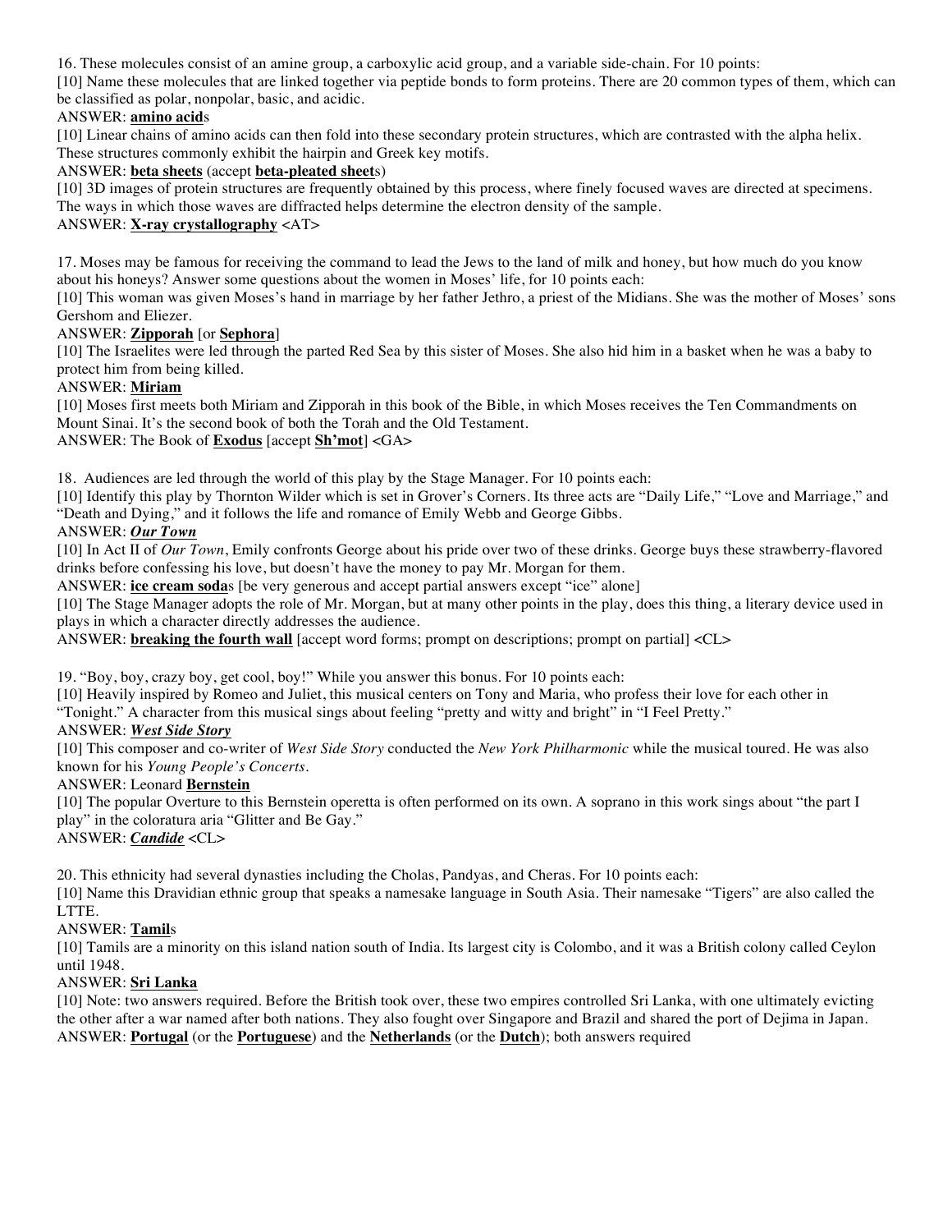16. These molecules consist of an amine group, a carboxylic acid group, and a variable side-chain. For 10 points:

[10] Name these molecules that are linked together via peptide bonds to form proteins. There are 20 common types of them, which can be classified as polar, nonpolar, basic, and acidic.

ANSWER: **amino acid**s

[10] Linear chains of amino acids can then fold into these secondary protein structures, which are contrasted with the alpha helix. These structures commonly exhibit the hairpin and Greek key motifs.

ANSWER: **beta sheets** (accept **beta-pleated sheet**s)

[10] 3D images of protein structures are frequently obtained by this process, where finely focused waves are directed at specimens. The ways in which those waves are diffracted helps determine the electron density of the sample.

ANSWER: **X-ray crystallography** <AT>

17. Moses may be famous for receiving the command to lead the Jews to the land of milk and honey, but how much do you know about his honeys? Answer some questions about the women in Moses' life, for 10 points each:

[10] This woman was given Moses's hand in marriage by her father Jethro, a priest of the Midians. She was the mother of Moses' sons Gershom and Eliezer.

ANSWER: **Zipporah** [or **Sephora**]

[10] The Israelites were led through the parted Red Sea by this sister of Moses. She also hid him in a basket when he was a baby to protect him from being killed.

ANSWER: **Miriam**

[10] Moses first meets both Miriam and Zipporah in this book of the Bible, in which Moses receives the Ten Commandments on Mount Sinai. It's the second book of both the Torah and the Old Testament.

ANSWER: The Book of **Exodus** [accept **Sh'mot**] <GA>

18. Audiences are led through the world of this play by the Stage Manager. For 10 points each:

[10] Identify this play by Thornton Wilder which is set in Grover's Corners. Its three acts are "Daily Life," "Love and Marriage," and "Death and Dying," and it follows the life and romance of Emily Webb and George Gibbs.

ANSWER: ***Our Town***

[10] In Act II of *Our Town*, Emily confronts George about his pride over two of these drinks. George buys these strawberry-flavored drinks before confessing his love, but doesn't have the money to pay Mr. Morgan for them.

ANSWER: **ice cream soda**s [be very generous and accept partial answers except "ice" alone]

[10] The Stage Manager adopts the role of Mr. Morgan, but at many other points in the play, does this thing, a literary device used in plays in which a character directly addresses the audience.

ANSWER: **breaking the fourth wall** [accept word forms; prompt on descriptions; prompt on partial] <CL>

19. "Boy, boy, crazy boy, get cool, boy!" While you answer this bonus. For 10 points each:

[10] Heavily inspired by Romeo and Juliet, this musical centers on Tony and Maria, who profess their love for each other in "Tonight." A character from this musical sings about feeling "pretty and witty and bright" in "I Feel Pretty."

ANSWER: ***West Side Story***

[10] This composer and co-writer of *West Side Story* conducted the *New York Philharmonic* while the musical toured. He was also known for his *Young People's Concerts*.

ANSWER: Leonard **Bernstein**

[10] The popular Overture to this Bernstein operetta is often performed on its own. A soprano in this work sings about "the part I play" in the coloratura aria "Glitter and Be Gay."

ANSWER: ***Candide*** <CL>

20. This ethnicity had several dynasties including the Cholas, Pandyas, and Cheras. For 10 points each:

[10] Name this Dravidian ethnic group that speaks a namesake language in South Asia. Their namesake "Tigers" are also called the LTTE.

ANSWER: **Tamil**s

[10] Tamils are a minority on this island nation south of India. Its largest city is Colombo, and it was a British colony called Ceylon until 1948.

ANSWER: **Sri Lanka**

[10] Note: two answers required. Before the British took over, these two empires controlled Sri Lanka, with one ultimately evicting the other after a war named after both nations. They also fought over Singapore and Brazil and shared the port of Dejima in Japan.

ANSWER: **Portugal** (or the **Portuguese**) and the **Netherlands** (or the **Dutch**); both answers required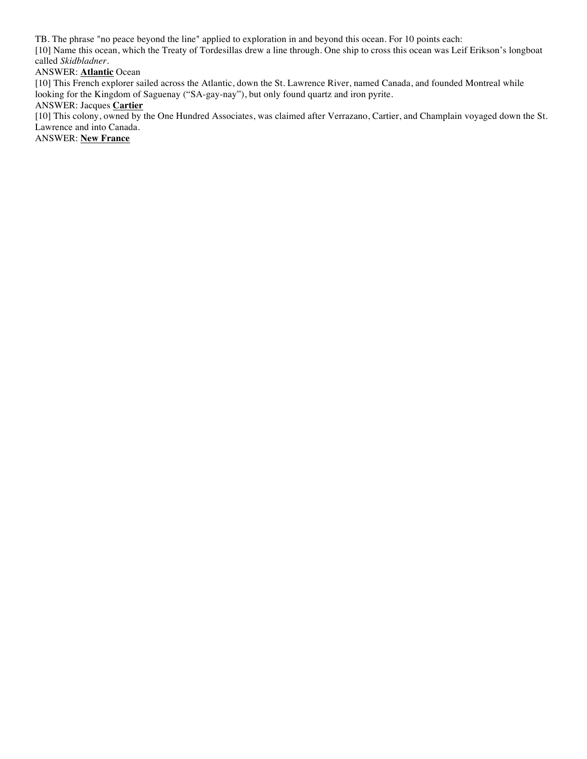TB. The phrase "no peace beyond the line" applied to exploration in and beyond this ocean. For 10 points each:

[10] Name this ocean, which the Treaty of Tordesillas drew a line through. One ship to cross this ocean was Leif Erikson's longboat called *Skidbladner*.

ANSWER: **Atlantic** Ocean

[10] This French explorer sailed across the Atlantic, down the St. Lawrence River, named Canada, and founded Montreal while looking for the Kingdom of Saguenay ("SA-gay-nay"), but only found quartz and iron pyrite.

ANSWER: Jacques **Cartier**

[10] This colony, owned by the One Hundred Associates, was claimed after Verrazano, Cartier, and Champlain voyaged down the St. Lawrence and into Canada.

ANSWER: **New France**